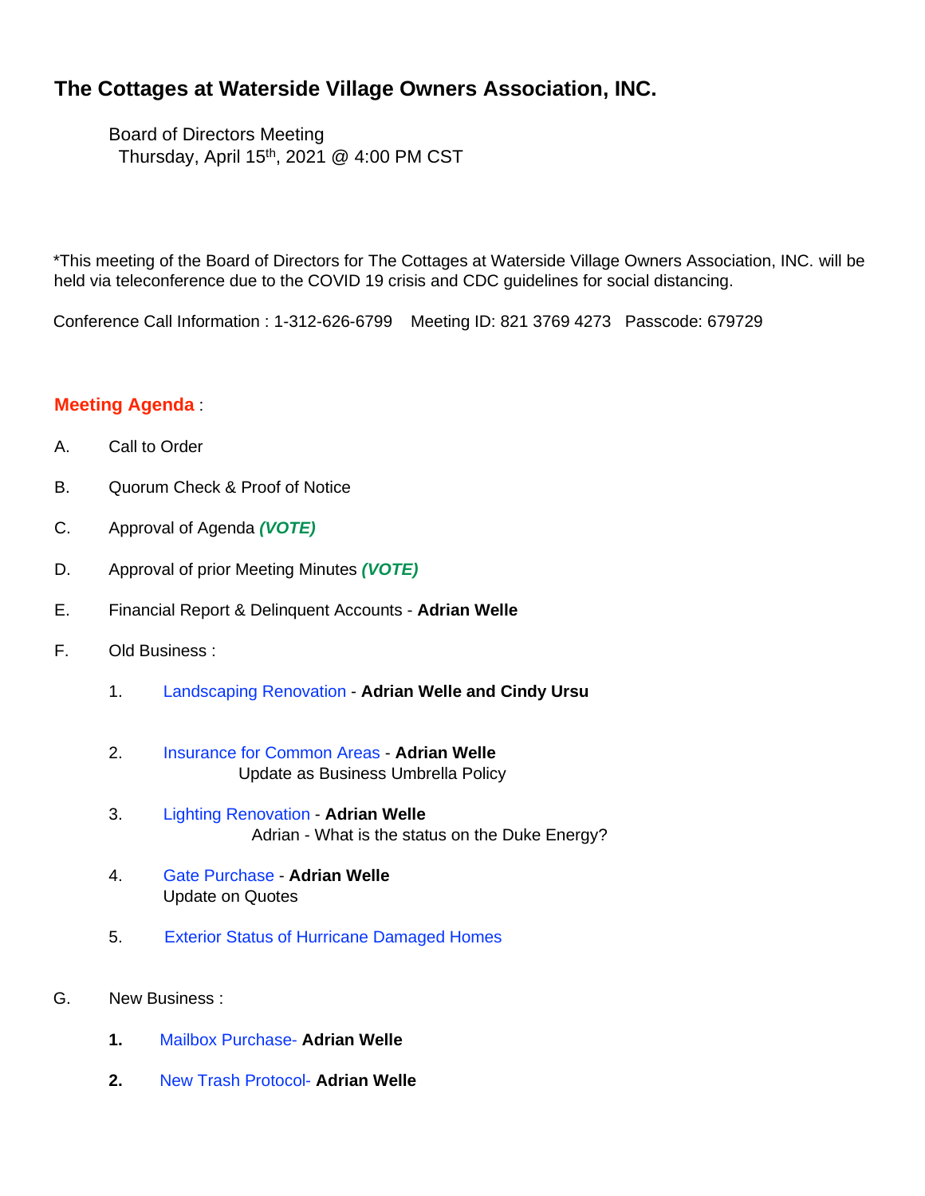# The Cottages at Waterside Village Owners Association, INC.

Board of Directors Meeting
Thursday, April 15th, 2021 @ 4:00 PM CST

*This meeting of the Board of Directors for The Cottages at Waterside Village Owners Association, INC. will be held via teleconference due to the COVID 19 crisis and CDC guidelines for social distancing.

Conference Call Information : 1-312-626-6799 Meeting ID: 821 3769 4273 Passcode: 679729

## Meeting Agenda :

A. Call to Order

B. Quorum Check & Proof of Notice

C. Approval of Agenda ***(VOTE)***

D. Approval of prior Meeting Minutes ***(VOTE)***

E. Financial Report & Delinquent Accounts - **Adrian Welle**

F. Old Business :

1. Landscaping Renovation - **Adrian Welle and Cindy Ursu**

2. Insurance for Common Areas - **Adrian Welle**
   Update as Business Umbrella Policy

3. Lighting Renovation - **Adrian Welle**
   Adrian - What is the status on the Duke Energy?

4. Gate Purchase - **Adrian Welle**
   Update on Quotes

5. Exterior Status of Hurricane Damaged Homes

G. New Business :

**1.** Mailbox Purchase- **Adrian Welle**

**2.** New Trash Protocol- **Adrian Welle**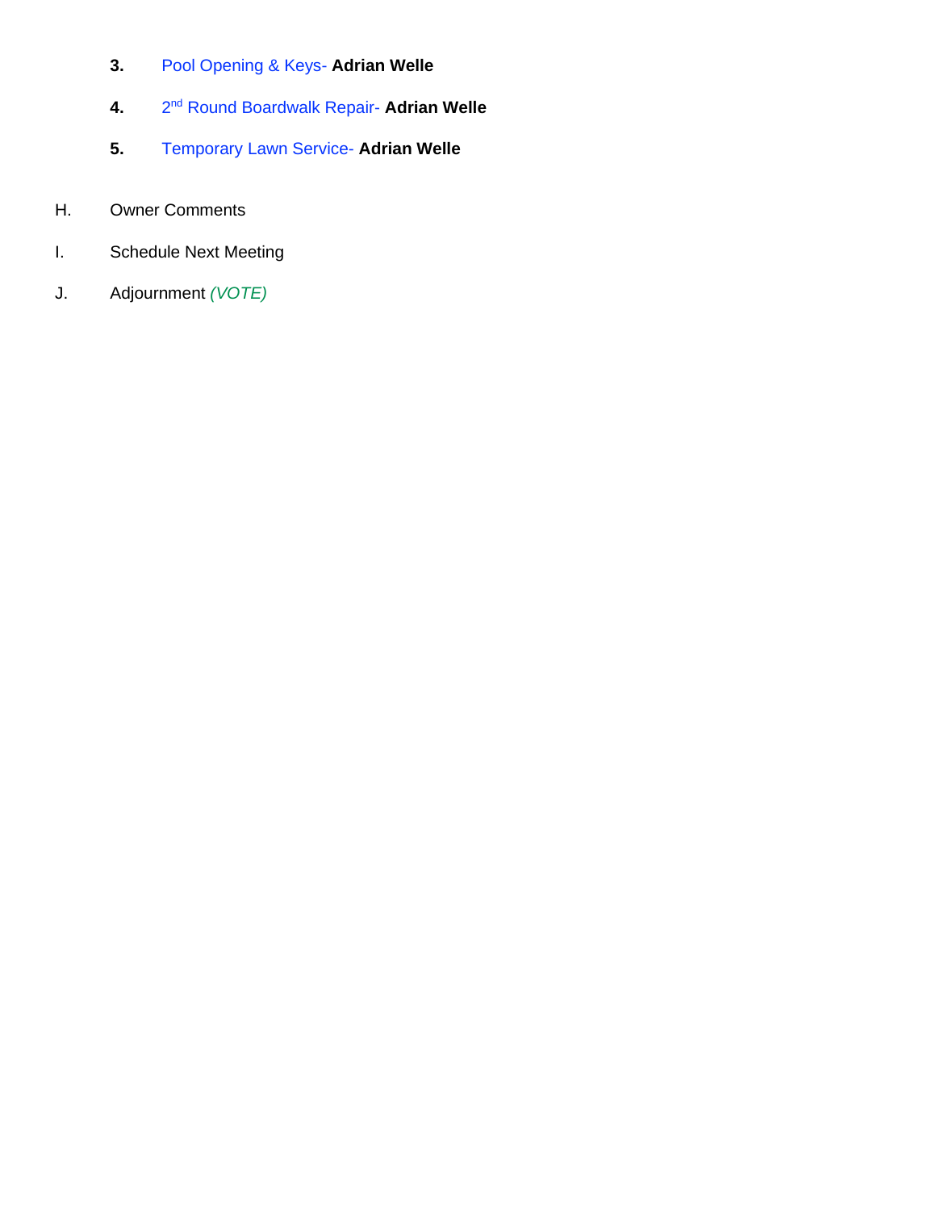3. Pool Opening & Keys- **Adrian Welle**
4. 2nd Round Boardwalk Repair- **Adrian Welle**
5. Temporary Lawn Service- **Adrian Welle**

H. Owner Comments

I. Schedule Next Meeting

J. Adjournment *(VOTE)*